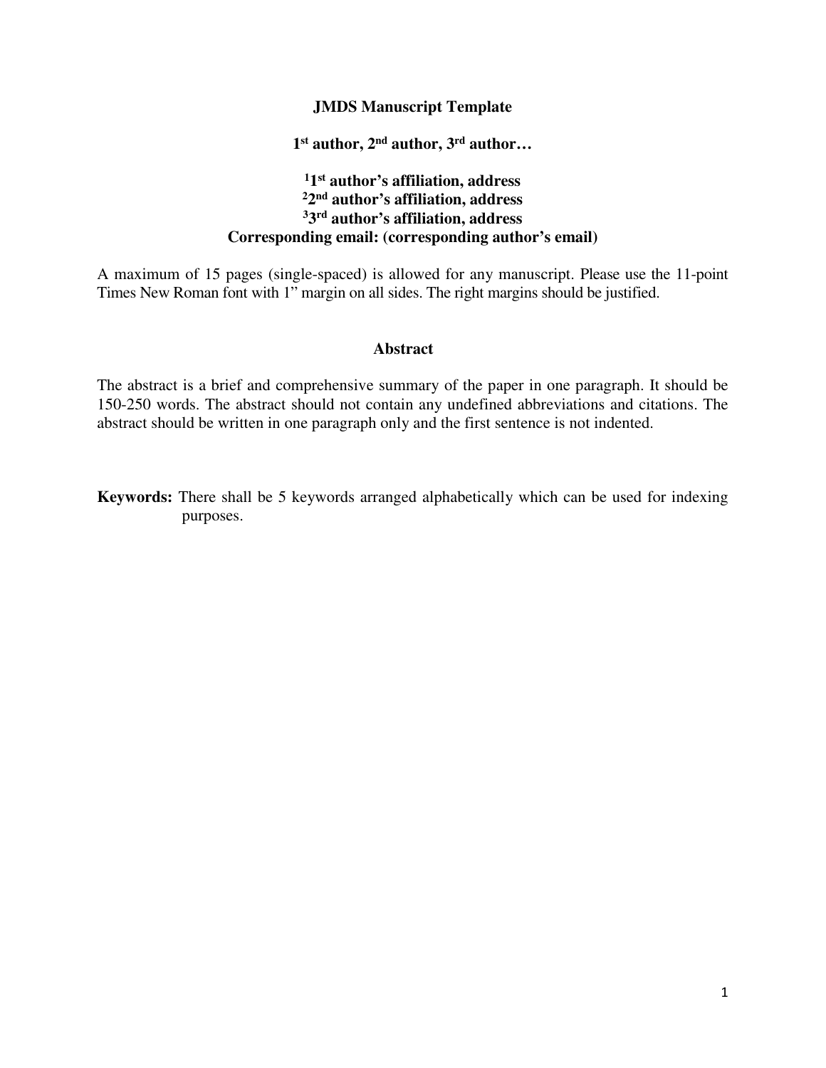# JMDS Manuscript Template

**1st author, 2nd author, 3rd author…**

**[1]1st author's affiliation, address**
**[2]2nd author's affiliation, address**
**[3]3rd author's affiliation, address**
**Corresponding email: (corresponding author's email)**

A maximum of 15 pages (single-spaced) is allowed for any manuscript. Please use the 11-point Times New Roman font with 1" margin on all sides. The right margins should be justified.

## Abstract

The abstract is a brief and comprehensive summary of the paper in one paragraph. It should be 150-250 words. The abstract should not contain any undefined abbreviations and citations. The abstract should be written in one paragraph only and the first sentence is not indented.

**Keywords:** There shall be 5 keywords arranged alphabetically which can be used for indexing purposes.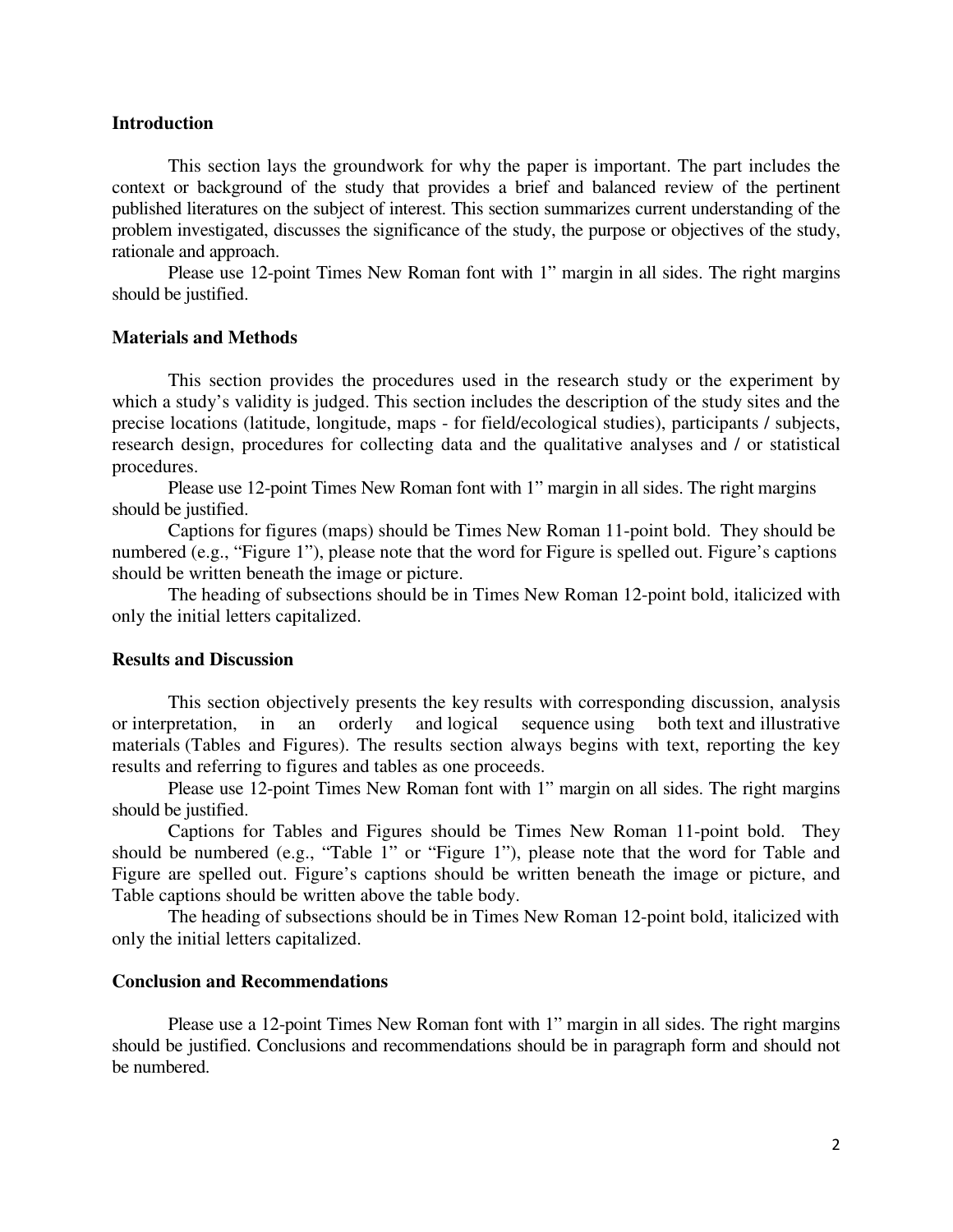## Introduction

This section lays the groundwork for why the paper is important. The part includes the context or background of the study that provides a brief and balanced review of the pertinent published literatures on the subject of interest. This section summarizes current understanding of the problem investigated, discusses the significance of the study, the purpose or objectives of the study, rationale and approach.

Please use 12-point Times New Roman font with 1” margin in all sides. The right margins should be justified.

## Materials and Methods

This section provides the procedures used in the research study or the experiment by which a study’s validity is judged. This section includes the description of the study sites and the precise locations (latitude, longitude, maps - for field/ecological studies), participants / subjects, research design, procedures for collecting data and the qualitative analyses and / or statistical procedures.

Please use 12-point Times New Roman font with 1” margin in all sides. The right margins should be justified.

Captions for figures (maps) should be Times New Roman 11-point bold. They should be numbered (e.g., “Figure 1”), please note that the word for Figure is spelled out. Figure’s captions should be written beneath the image or picture.

The heading of subsections should be in Times New Roman 12-point bold, italicized with only the initial letters capitalized.

## Results and Discussion

This section objectively presents the key results with corresponding discussion, analysis or interpretation, in an orderly and logical sequence using both text and illustrative materials (Tables and Figures). The results section always begins with text, reporting the key results and referring to figures and tables as one proceeds.

Please use 12-point Times New Roman font with 1” margin on all sides. The right margins should be justified.

Captions for Tables and Figures should be Times New Roman 11-point bold. They should be numbered (e.g., “Table 1” or “Figure 1”), please note that the word for Table and Figure are spelled out. Figure’s captions should be written beneath the image or picture, and Table captions should be written above the table body.

The heading of subsections should be in Times New Roman 12-point bold, italicized with only the initial letters capitalized.

## Conclusion and Recommendations

Please use a 12-point Times New Roman font with 1” margin in all sides. The right margins should be justified. Conclusions and recommendations should be in paragraph form and should not be numbered.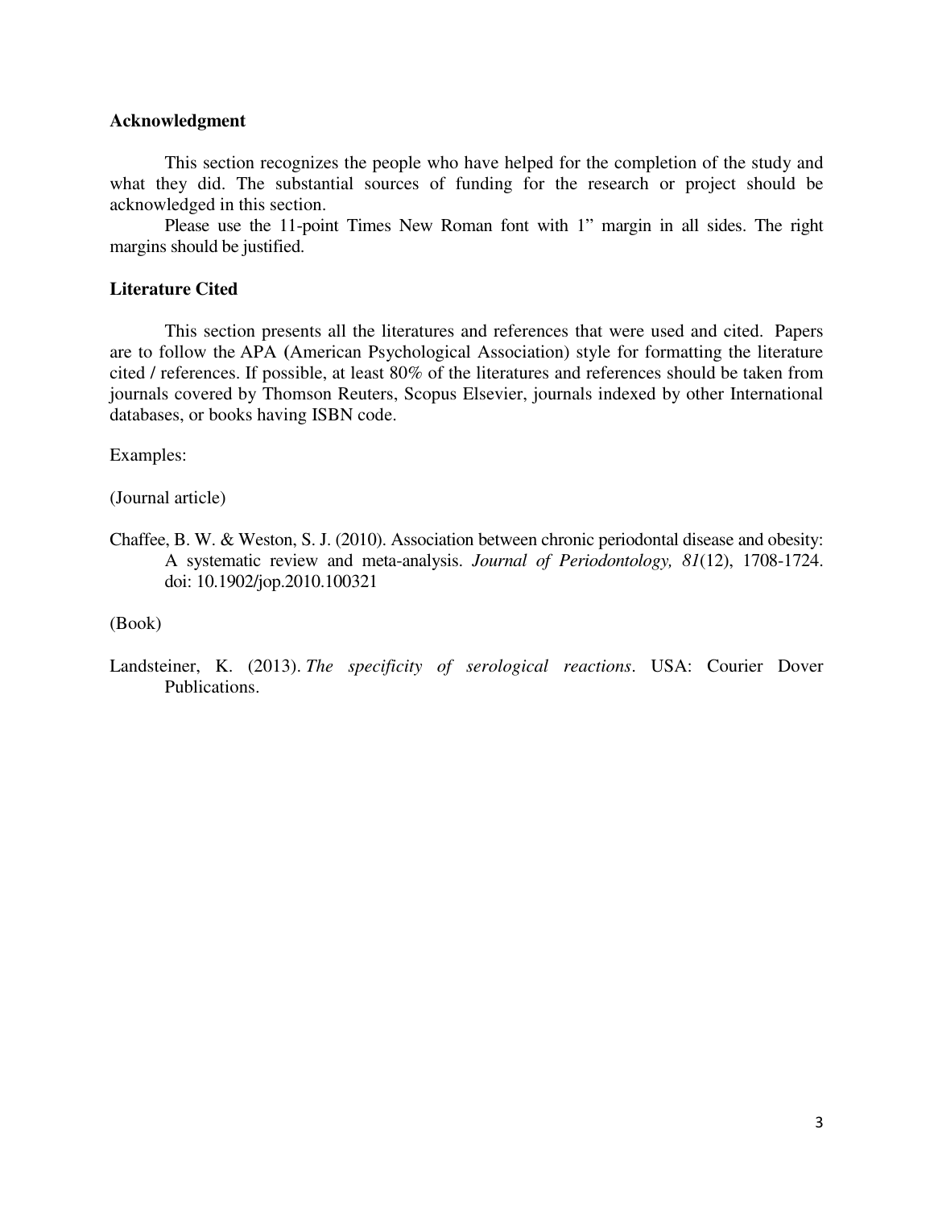## Acknowledgment

This section recognizes the people who have helped for the completion of the study and what they did. The substantial sources of funding for the research or project should be acknowledged in this section.

Please use the 11-point Times New Roman font with 1" margin in all sides. The right margins should be justified.

## Literature Cited

This section presents all the literatures and references that were used and cited. Papers are to follow the APA (American Psychological Association) style for formatting the literature cited / references. If possible, at least 80% of the literatures and references should be taken from journals covered by Thomson Reuters, Scopus Elsevier, journals indexed by other International databases, or books having ISBN code.

Examples:

(Journal article)

Chaffee, B. W. & Weston, S. J. (2010). Association between chronic periodontal disease and obesity: A systematic review and meta-analysis. *Journal of Periodontology, 81*(12), 1708-1724. doi: 10.1902/jop.2010.100321

(Book)

Landsteiner, K. (2013). *The specificity of serological reactions*. USA: Courier Dover Publications.